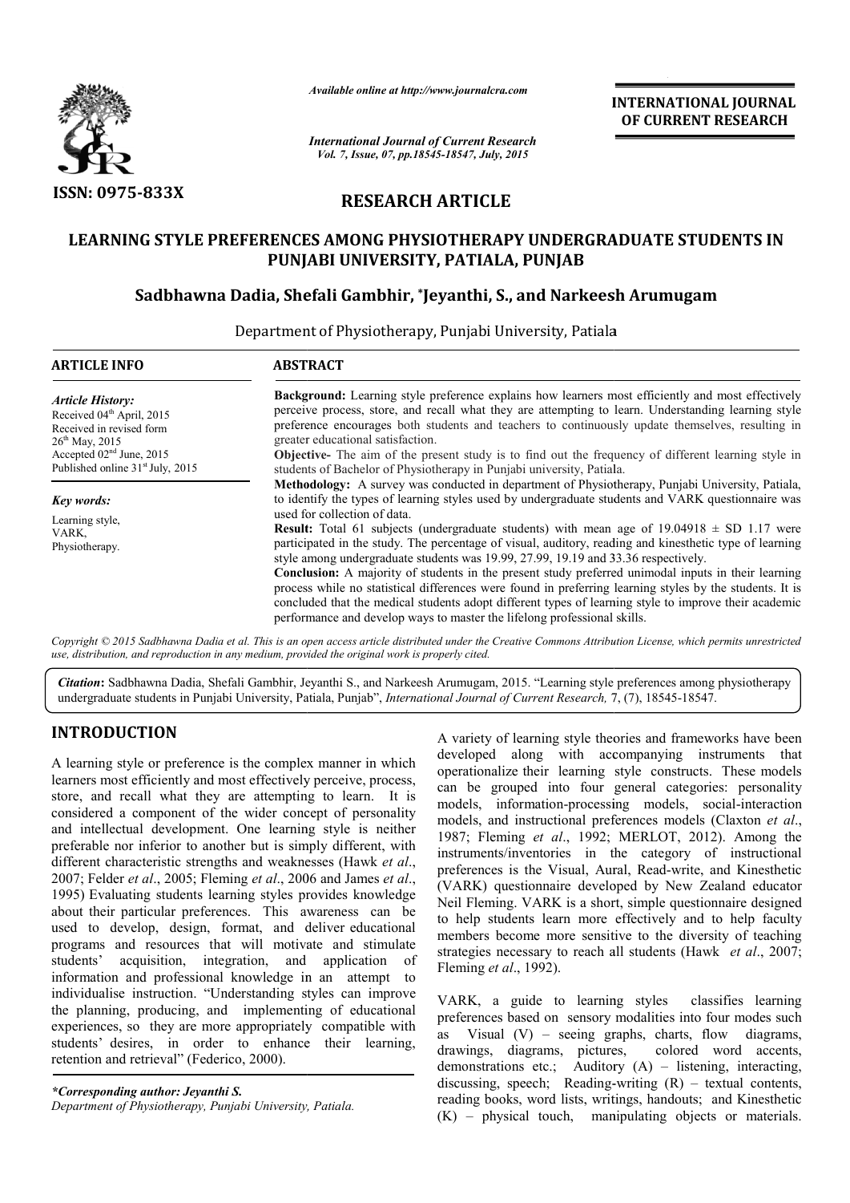ISSN: 0975-833X

*Available online at http://www.journalcra.com*

*International Journal of Current Research*
*Vol. 7, Issue, 07, pp.18545-18547, July, 2015*

**INTERNATIONAL JOURNAL OF CURRENT RESEARCH**

# RESEARCH ARTICLE

# LEARNING STYLE PREFERENCES AMONG PHYSIOTHERAPY UNDERGRADUATE STUDENTS IN PUNJABI UNIVERSITY, PATIALA, PUNJAB

**Sadbhawna Dadia, Shefali Gambhir, \*Jeyanthi, S., and Narkeesh Arumugam**

Department of Physiotherapy, Punjabi University, Patiala

**ARTICLE INFO**

*Article History:*
Received 04th April, 2015
Received in revised form 26th May, 2015
Accepted 02nd June, 2015
Published online 31st July, 2015

*Key words:*
Learning style,
VARK,
Physiotherapy.

**ABSTRACT**

**Background:** Learning style preference explains how learners most efficiently and most effectively perceive process, store, and recall what they are attempting to learn. Understanding learning style preference encourages both students and teachers to continuously update themselves, resulting in greater educational satisfaction.

**Objective-** The aim of the present study is to find out the frequency of different learning style in students of Bachelor of Physiotherapy in Punjabi university, Patiala.

**Methodology:** A survey was conducted in department of Physiotherapy, Punjabi University, Patiala, to identify the types of learning styles used by undergraduate students and VARK questionnaire was used for collection of data.

**Result:** Total 61 subjects (undergraduate students) with mean age of 19.04918 ± SD 1.17 were participated in the study. The percentage of visual, auditory, reading and kinesthetic type of learning style among undergraduate students was 19.99, 27.99, 19.19 and 33.36 respectively.

**Conclusion:** A majority of students in the present study preferred unimodal inputs in their learning process while no statistical differences were found in preferring learning styles by the students. It is concluded that the medical students adopt different types of learning style to improve their academic performance and develop ways to master the lifelong professional skills.

*Copyright © 2015 Sadbhawna Dadia et al. This is an open access article distributed under the Creative Commons Attribution License, which permits unrestricted use, distribution, and reproduction in any medium, provided the original work is properly cited.*

***Citation*:** Sadbhawna Dadia, Shefali Gambhir, Jeyanthi S., and Narkeesh Arumugam, 2015. "Learning style preferences among physiotherapy undergraduate students in Punjabi University, Patiala, Punjab", *International Journal of Current Research,* 7, (7), 18545-18547.

## INTRODUCTION

A learning style or preference is the complex manner in which learners most efficiently and most effectively perceive, process, store, and recall what they are attempting to learn. It is considered a component of the wider concept of personality and intellectual development. One learning style is neither preferable nor inferior to another but is simply different, with different characteristic strengths and weaknesses (Hawk *et al*., 2007; Felder *et al*., 2005; Fleming *et al*., 2006 and James *et al*., 1995) Evaluating students learning styles provides knowledge about their particular preferences. This awareness can be used to develop, design, format, and deliver educational programs and resources that will motivate and stimulate students' acquisition, integration, and application of information and professional knowledge in an attempt to individualise instruction. "Understanding styles can improve the planning, producing, and implementing of educational experiences, so they are more appropriately compatible with students' desires, in order to enhance their learning, retention and retrieval" (Federico, 2000).

A variety of learning style theories and frameworks have been developed along with accompanying instruments that operationalize their learning style constructs. These models can be grouped into four general categories: personality models, information-processing models, social-interaction models, and instructional preferences models (Claxton *et al*., 1987; Fleming *et al*., 1992; MERLOT, 2012). Among the instruments/inventories in the category of instructional preferences is the Visual, Aural, Read-write, and Kinesthetic (VARK) questionnaire developed by New Zealand educator Neil Fleming. VARK is a short, simple questionnaire designed to help students learn more effectively and to help faculty members become more sensitive to the diversity of teaching strategies necessary to reach all students (Hawk *et al*., 2007; Fleming *et al*., 1992).

VARK, a guide to learning styles classifies learning preferences based on sensory modalities into four modes such as Visual (V) – seeing graphs, charts, flow diagrams, drawings, diagrams, pictures, colored word accents, demonstrations etc.; Auditory (A) – listening, interacting, discussing, speech; Reading-writing (R) – textual contents, reading books, word lists, writings, handouts; and Kinesthetic (K) – physical touch, manipulating objects or materials.

*\*Corresponding author: Jeyanthi S.*
*Department of Physiotherapy, Punjabi University, Patiala.*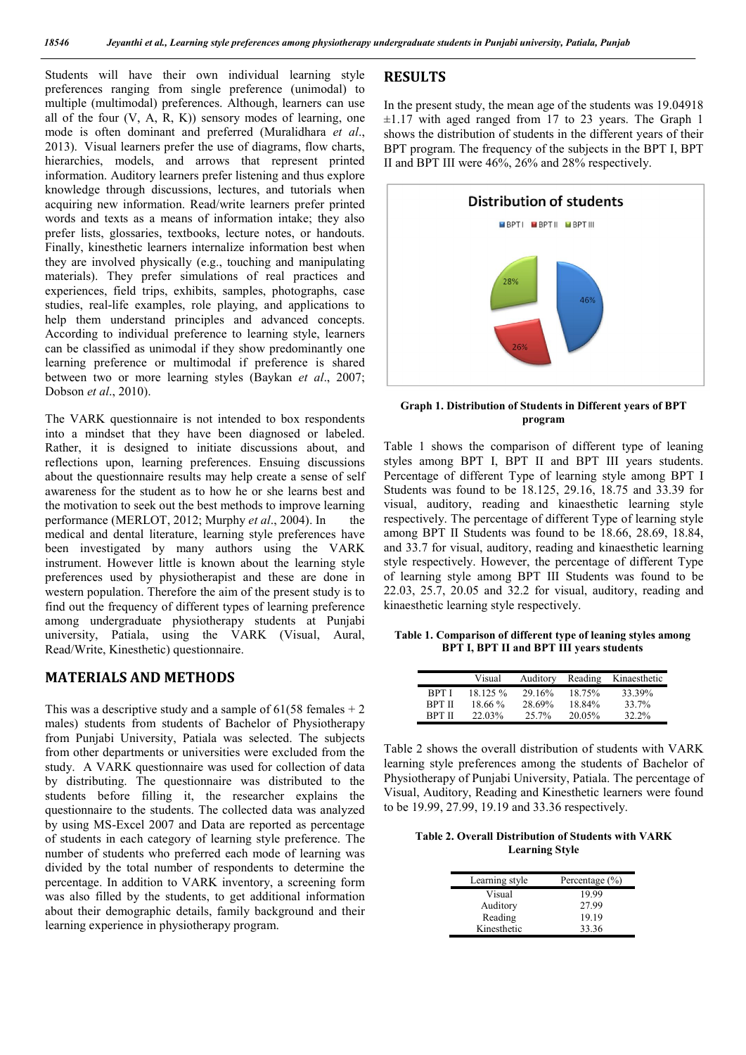Students will have their own individual learning style preferences ranging from single preference (unimodal) to multiple (multimodal) preferences. Although, learners can use all of the four (V, A, R, K)) sensory modes of learning, one mode is often dominant and preferred (Muralidhara *et al*., 2013). Visual learners prefer the use of diagrams, flow charts, hierarchies, models, and arrows that represent printed information. Auditory learners prefer listening and thus explore knowledge through discussions, lectures, and tutorials when acquiring new information. Read/write learners prefer printed words and texts as a means of information intake; they also prefer lists, glossaries, textbooks, lecture notes, or handouts. Finally, kinesthetic learners internalize information best when they are involved physically (e.g., touching and manipulating materials). They prefer simulations of real practices and experiences, field trips, exhibits, samples, photographs, case studies, real-life examples, role playing, and applications to help them understand principles and advanced concepts. According to individual preference to learning style, learners can be classified as unimodal if they show predominantly one learning preference or multimodal if preference is shared between two or more learning styles (Baykan *et al*., 2007; Dobson *et al*., 2010).

The VARK questionnaire is not intended to box respondents into a mindset that they have been diagnosed or labeled. Rather, it is designed to initiate discussions about, and reflections upon, learning preferences. Ensuing discussions about the questionnaire results may help create a sense of self awareness for the student as to how he or she learns best and the motivation to seek out the best methods to improve learning performance (MERLOT, 2012; Murphy *et al*., 2004). In the medical and dental literature, learning style preferences have been investigated by many authors using the VARK instrument. However little is known about the learning style preferences used by physiotherapist and these are done in western population. Therefore the aim of the present study is to find out the frequency of different types of learning preference among undergraduate physiotherapy students at Punjabi university, Patiala, using the VARK (Visual, Aural, Read/Write, Kinesthetic) questionnaire.

## MATERIALS AND METHODS

This was a descriptive study and a sample of 61(58 females + 2 males) students from students of Bachelor of Physiotherapy from Punjabi University, Patiala was selected. The subjects from other departments or universities were excluded from the study. A VARK questionnaire was used for collection of data by distributing. The questionnaire was distributed to the students before filling it, the researcher explains the questionnaire to the students. The collected data was analyzed by using MS-Excel 2007 and Data are reported as percentage of students in each category of learning style preference. The number of students who preferred each mode of learning was divided by the total number of respondents to determine the percentage. In addition to VARK inventory, a screening form was also filled by the students, to get additional information about their demographic details, family background and their learning experience in physiotherapy program.

## RESULTS

In the present study, the mean age of the students was 19.04918 ±1.17 with aged ranged from 17 to 23 years. The Graph 1 shows the distribution of students in the different years of their BPT program. The frequency of the subjects in the BPT I, BPT II and BPT III were 46%, 26% and 28% respectively.

**Graph 1. Distribution of Students in Different years of BPT program**

Table 1 shows the comparison of different type of leaning styles among BPT I, BPT II and BPT III years students. Percentage of different Type of learning style among BPT I Students was found to be 18.125, 29.16, 18.75 and 33.39 for visual, auditory, reading and kinaesthetic learning style respectively. The percentage of different Type of learning style among BPT II Students was found to be 18.66, 28.69, 18.84, and 33.7 for visual, auditory, reading and kinaesthetic learning style respectively. However, the percentage of different Type of learning style among BPT III Students was found to be 22.03, 25.7, 20.05 and 32.2 for visual, auditory, reading and kinaesthetic learning style respectively.

**Table 1. Comparison of different type of leaning styles among BPT I, BPT II and BPT III years students**

| | Visual | Auditory | Reading | Kinaesthetic |
|---|---|---|---|---|
| BPT I | 18.125 % | 29.16% | 18.75% | 33.39% |
| BPT II | 18.66 % | 28.69% | 18.84% | 33.7% |
| BPT II | 22.03% | 25.7% | 20.05% | 32.2% |

Table 2 shows the overall distribution of students with VARK learning style preferences among the students of Bachelor of Physiotherapy of Punjabi University, Patiala. The percentage of Visual, Auditory, Reading and Kinesthetic learners were found to be 19.99, 27.99, 19.19 and 33.36 respectively.

**Table 2. Overall Distribution of Students with VARK Learning Style**

| Learning style | Percentage (%) |
|---|---|
| Visual | 19.99 |
| Auditory | 27.99 |
| Reading | 19.19 |
| Kinesthetic | 33.36 |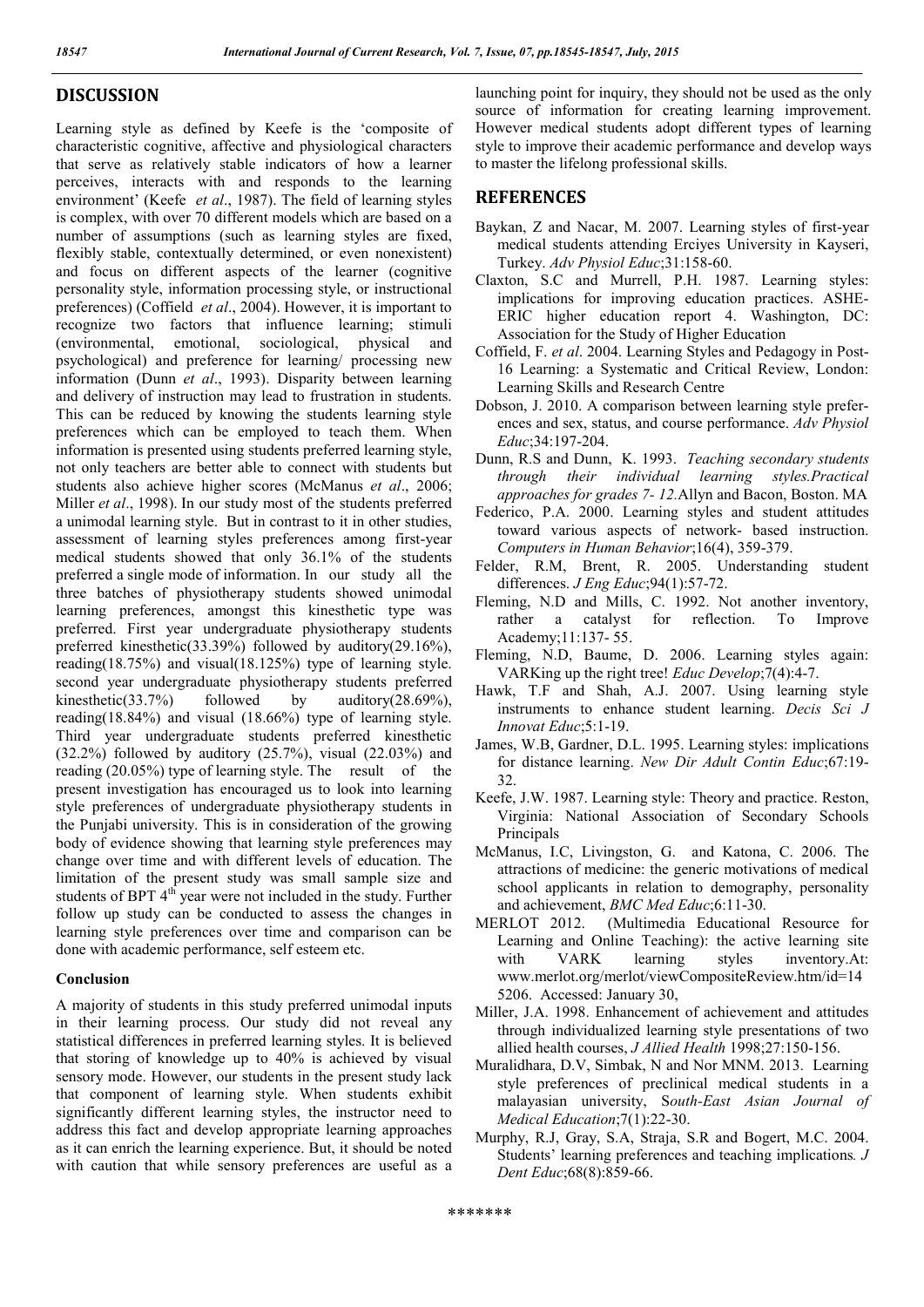## DISCUSSION

Learning style as defined by Keefe is the 'composite of characteristic cognitive, affective and physiological characters that serve as relatively stable indicators of how a learner perceives, interacts with and responds to the learning environment' (Keefe *et al*., 1987). The field of learning styles is complex, with over 70 different models which are based on a number of assumptions (such as learning styles are fixed, flexibly stable, contextually determined, or even nonexistent) and focus on different aspects of the learner (cognitive personality style, information processing style, or instructional preferences) (Coffield *et al*., 2004). However, it is important to recognize two factors that influence learning; stimuli (environmental, emotional, sociological, physical and psychological) and preference for learning/ processing new information (Dunn *et al*., 1993). Disparity between learning and delivery of instruction may lead to frustration in students. This can be reduced by knowing the students learning style preferences which can be employed to teach them. When information is presented using students preferred learning style, not only teachers are better able to connect with students but students also achieve higher scores (McManus *et al*., 2006; Miller *et al*., 1998). In our study most of the students preferred a unimodal learning style. But in contrast to it in other studies, assessment of learning styles preferences among first-year medical students showed that only 36.1% of the students preferred a single mode of information. In our study all the three batches of physiotherapy students showed unimodal learning preferences, amongst this kinesthetic type was preferred. First year undergraduate physiotherapy students preferred kinesthetic(33.39%) followed by auditory(29.16%), reading(18.75%) and visual(18.125%) type of learning style. second year undergraduate physiotherapy students preferred kinesthetic(33.7%) followed by auditory(28.69%), reading(18.84%) and visual (18.66%) type of learning style. Third year undergraduate students preferred kinesthetic (32.2%) followed by auditory (25.7%), visual (22.03%) and reading (20.05%) type of learning style. The result of the present investigation has encouraged us to look into learning style preferences of undergraduate physiotherapy students in the Punjabi university. This is in consideration of the growing body of evidence showing that learning style preferences may change over time and with different levels of education. The limitation of the present study was small sample size and students of BPT 4th year were not included in the study. Further follow up study can be conducted to assess the changes in learning style preferences over time and comparison can be done with academic performance, self esteem etc.

### Conclusion

A majority of students in this study preferred unimodal inputs in their learning process. Our study did not reveal any statistical differences in preferred learning styles. It is believed that storing of knowledge up to 40% is achieved by visual sensory mode. However, our students in the present study lack that component of learning style. When students exhibit significantly different learning styles, the instructor need to address this fact and develop appropriate learning approaches as it can enrich the learning experience. But, it should be noted with caution that while sensory preferences are useful as a launching point for inquiry, they should not be used as the only source of information for creating learning improvement. However medical students adopt different types of learning style to improve their academic performance and develop ways to master the lifelong professional skills.

## REFERENCES

Baykan, Z and Nacar, M. 2007. Learning styles of first-year medical students attending Erciyes University in Kayseri, Turkey. *Adv Physiol Educ*;31:158-60.

Claxton, S.C and Murrell, P.H. 1987. Learning styles: implications for improving education practices. ASHE-ERIC higher education report 4. Washington, DC: Association for the Study of Higher Education

Coffield, F. *et al*. 2004. Learning Styles and Pedagogy in Post-16 Learning: a Systematic and Critical Review, London: Learning Skills and Research Centre

Dobson, J. 2010. A comparison between learning style preferences and sex, status, and course performance. *Adv Physiol Educ*;34:197-204.

Dunn, R.S and Dunn, K. 1993. *Teaching secondary students through their individual learning styles.Practical approaches for grades 7- 12.*Allyn and Bacon, Boston. MA

Federico, P.A. 2000. Learning styles and student attitudes toward various aspects of network- based instruction. *Computers in Human Behavior*;16(4), 359-379.

Felder, R.M, Brent, R. 2005. Understanding student differences. *J Eng Educ*;94(1):57-72.

Fleming, N.D and Mills, C. 1992. Not another inventory, rather a catalyst for reflection. To Improve Academy;11:137- 55.

Fleming, N.D, Baume, D. 2006. Learning styles again: VARKing up the right tree! *Educ Develop*;7(4):4-7.

Hawk, T.F and Shah, A.J. 2007. Using learning style instruments to enhance student learning. *Decis Sci J Innovat Educ*;5:1-19.

James, W.B, Gardner, D.L. 1995. Learning styles: implications for distance learning. *New Dir Adult Contin Educ*;67:19-32.

Keefe, J.W. 1987. Learning style: Theory and practice. Reston, Virginia: National Association of Secondary Schools Principals

McManus, I.C, Livingston, G. and Katona, C. 2006. The attractions of medicine: the generic motivations of medical school applicants in relation to demography, personality and achievement, *BMC Med Educ*;6:11-30.

MERLOT 2012. (Multimedia Educational Resource for Learning and Online Teaching): the active learning site with VARK learning styles inventory.At: www.merlot.org/merlot/viewCompositeReview.htm/id=14 5206. Accessed: January 30,

Miller, J.A. 1998. Enhancement of achievement and attitudes through individualized learning style presentations of two allied health courses, *J Allied Health* 1998;27:150-156.

Muralidhara, D.V, Simbak, N and Nor MNM. 2013. Learning style preferences of preclinical medical students in a malayasian university, *South-East Asian Journal of Medical Education*;7(1):22-30.

Murphy, R.J, Gray, S.A, Straja, S.R and Bogert, M.C. 2004. Students' learning preferences and teaching implications*. J Dent Educ*;68(8):859-66.

\*\*\*\*\*\*\*